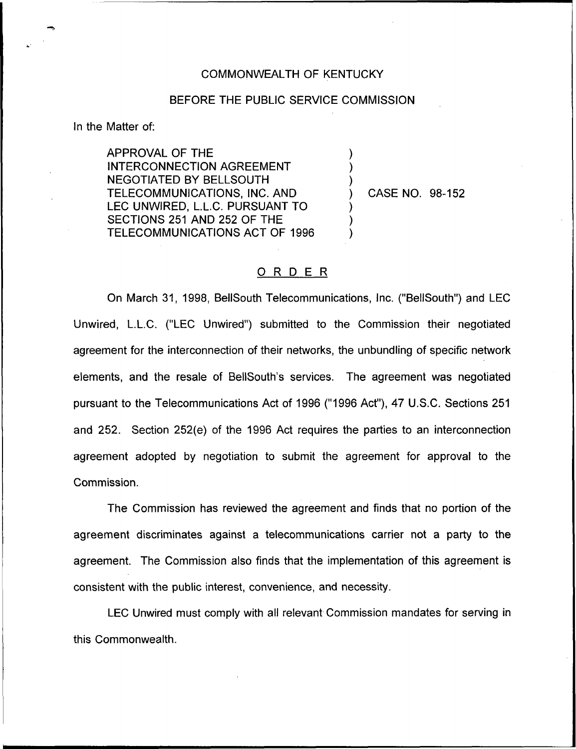COMMONWEALTH OF KENTUCKY

BEFORE THE PUBLIC SERVICE COMMISSION

In the Matter of:

APPROVAL OF THE INTERCONNECTION AGREEMENT NEGOTIATED BY BELLSOUTH TELECOMMUNICATIONS, INC. AND LEC UNWIRED, L.L.C. PURSUANT TO SECTIONS 251 AND 252 OF THE TELECOMMUNICATIONS ACT OF 1996

) CASE NO. 98-152

ORDER

On March 31, 1998, BellSouth Telecommunications, Inc. ("BellSouth") and LEC Unwired, L.L.C. ("LEC Unwired") submitted to the Commission their negotiated agreement for the interconnection of their networks, the unbundling of specific network elements, and the resale of BellSouth's services. The agreement was negotiated pursuant to the Telecommunications Act of 1996 ("1996 Act"), 47 U.S.C. Sections 251 and 252. Section 252(e) of the 1996 Act requires the parties to an interconnection agreement adopted by negotiation to submit the agreement for approval to the Commission.

The Commission has reviewed the agreement and finds that no portion of the agreement discriminates against a telecommunications carrier not a party to the agreement. The Commission also finds that the implementation of this agreement is consistent with the public interest, convenience, and necessity.

LEC Unwired must comply with all relevant Commission mandates for serving in this Commonwealth.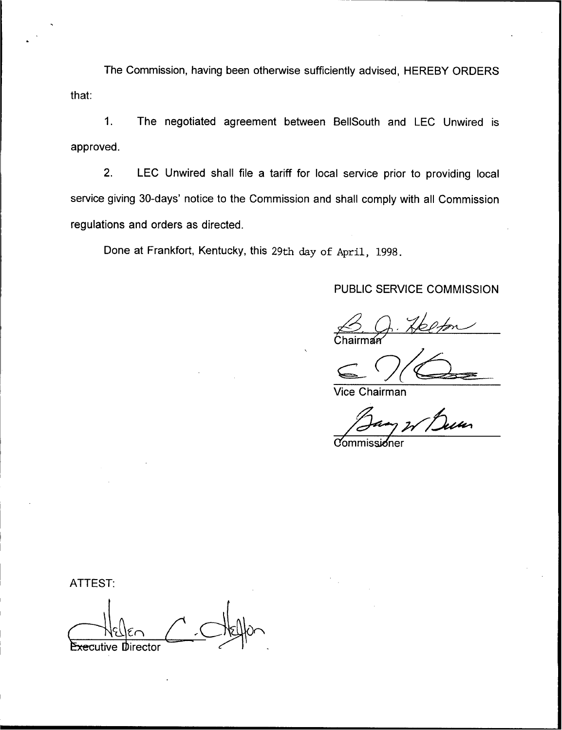The Commission, having been otherwise sufficiently advised, HEREBY ORDERS that:

1. The negotiated agreement between BellSouth and LEC Unwired is approved.

2. LEC Unwired shall file a tariff for local service prior to providing local service giving 30-days' notice to the Commission and shall comply with all Commission regulations and orders as directed.

Done at Frankfort, Kentucky, this 29th day of April, 1998.

PUBLIC SERVICE COMMISSION

Chairman

Vice Chairman

Commissioner

ATTEST:

Executive Director